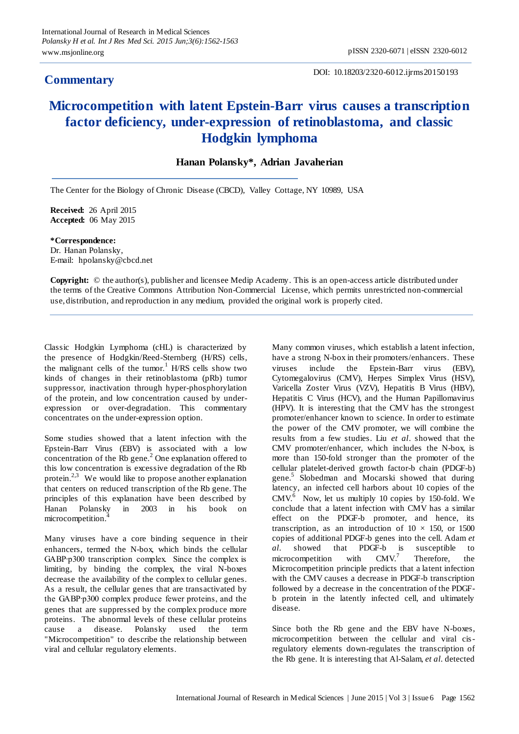**Commentary**

DOI: 10.18203/2320-6012.ijrms20150193

# Microcompetition with latent Epstein-Barr virus causes a transcription factor deficiency, under-expression of retinoblastoma, and classic Hodgkin lymphoma

**Hanan Polansky\*, Adrian Javaherian**

The Center for the Biology of Chronic Disease (CBCD), Valley Cottage, NY 10989, USA

**Received:** 26 April 2015
**Accepted:** 06 May 2015

**\*Correspondence:**
Dr. Hanan Polansky,
E-mail: hpolansky@cbcd.net

**Copyright:** © the author(s), publisher and licensee Medip Academy. This is an open-access article distributed under the terms of the Creative Commons Attribution Non-Commercial License, which permits unrestricted non-commercial use, distribution, and reproduction in any medium, provided the original work is properly cited.

---

Classic Hodgkin Lymphoma (cHL) is characterized by the presence of Hodgkin/Reed-Sternberg (H/RS) cells, the malignant cells of the tumor.[1] H/RS cells show two kinds of changes in their retinoblastoma (pRb) tumor suppressor, inactivation through hyper-phosphorylation of the protein, and low concentration caused by under-expression or over-degradation. This commentary concentrates on the under-expression option.

Some studies showed that a latent infection with the Epstein-Barr Virus (EBV) is associated with a low concentration of the Rb gene.[2] One explanation offered to this low concentration is excessive degradation of the Rb protein.[2,3] We would like to propose another explanation that centers on reduced transcription of the Rb gene. The principles of this explanation have been described by Hanan Polansky in 2003 in his book on microcompetition.[4]

Many viruses have a core binding sequence in their enhancers, termed the N-box, which binds the cellular GABP·p300 transcription complex. Since the complex is limiting, by binding the complex, the viral N-boxes decrease the availability of the complex to cellular genes. As a result, the cellular genes that are transactivated by the GABP·p300 complex produce fewer proteins, and the genes that are suppressed by the complex produce more proteins. The abnormal levels of these cellular proteins cause a disease. Polansky used the term "Microcompetition" to describe the relationship between viral and cellular regulatory elements.

Many common viruses, which establish a latent infection, have a strong N-box in their promoters/enhancers. These viruses include the Epstein-Barr virus (EBV), Cytomegalovirus (CMV), Herpes Simplex Virus (HSV), Varicella Zoster Virus (VZV), Hepatitis B Virus (HBV), Hepatitis C Virus (HCV), and the Human Papillomavirus (HPV). It is interesting that the CMV has the strongest promoter/enhancer known to science. In order to estimate the power of the CMV promoter, we will combine the results from a few studies. Liu *et al*. showed that the CMV promoter/enhancer, which includes the N-box, is more than 150-fold stronger than the promoter of the cellular platelet-derived growth factor-b chain (PDGF-b) gene.[5] Slobedman and Mocarski showed that during latency, an infected cell harbors about 10 copies of the CMV.[6] Now, let us multiply 10 copies by 150-fold. We conclude that a latent infection with CMV has a similar effect on the PDGF-b promoter, and hence, its transcription, as an introduction of $10 \times 150$, or 1500 copies of additional PDGF-b genes into the cell. Adam *et al*. showed that PDGF-b is susceptible to microcompetition with CMV.[7] Therefore, the Microcompetition principle predicts that a latent infection with the CMV causes a decrease in PDGF-b transcription followed by a decrease in the concentration of the PDGF-b protein in the latently infected cell, and ultimately disease.

Since both the Rb gene and the EBV have N-boxes, microcompetition between the cellular and viral cis-regulatory elements down-regulates the transcription of the Rb gene. It is interesting that Al-Salam, *et al*. detected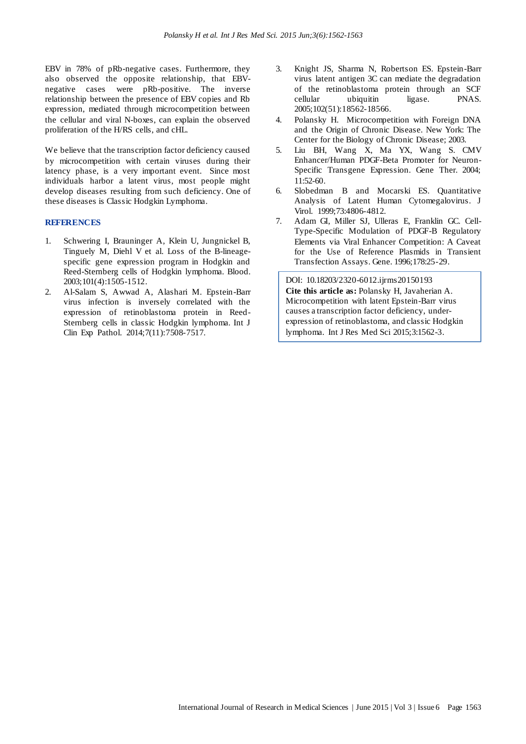EBV in 78% of pRb-negative cases. Furthermore, they also observed the opposite relationship, that EBV-negative cases were pRb-positive. The inverse relationship between the presence of EBV copies and Rb expression, mediated through microcompetition between the cellular and viral N-boxes, can explain the observed proliferation of the H/RS cells, and cHL.

We believe that the transcription factor deficiency caused by microcompetition with certain viruses during their latency phase, is a very important event. Since most individuals harbor a latent virus, most people might develop diseases resulting from such deficiency. One of these diseases is Classic Hodgkin Lymphoma.

## REFERENCES

1. Schwering I, Brauninger A, Klein U, Jungnickel B, Tinguely M, Diehl V et al. Loss of the B-lineage-specific gene expression program in Hodgkin and Reed-Sternberg cells of Hodgkin lymphoma. Blood. 2003;101(4):1505-1512.
2. Al-Salam S, Awwad A, Alashari M. Epstein-Barr virus infection is inversely correlated with the expression of retinoblastoma protein in Reed-Sternberg cells in classic Hodgkin lymphoma. Int J Clin Exp Pathol. 2014;7(11):7508-7517.
3. Knight JS, Sharma N, Robertson ES. Epstein-Barr virus latent antigen 3C can mediate the degradation of the retinoblastoma protein through an SCF cellular ubiquitin ligase. PNAS. 2005;102(51):18562-18566.
4. Polansky H. Microcompetition with Foreign DNA and the Origin of Chronic Disease. New York: The Center for the Biology of Chronic Disease; 2003.
5. Liu BH, Wang X, Ma YX, Wang S. CMV Enhancer/Human PDGF-Beta Promoter for Neuron-Specific Transgene Expression. Gene Ther. 2004; 11:52-60.
6. Slobedman B and Mocarski ES. Quantitative Analysis of Latent Human Cytomegalovirus. J Virol. 1999;73:4806-4812.
7. Adam GI, Miller SJ, Ulleras E, Franklin GC. Cell-Type-Specific Modulation of PDGF-B Regulatory Elements via Viral Enhancer Competition: A Caveat for the Use of Reference Plasmids in Transient Transfection Assays. Gene. 1996;178:25-29.

DOI: 10.18203/2320-6012.ijrms20150193
**Cite this article as:** Polansky H, Javaherian A. Microcompetition with latent Epstein-Barr virus causes a transcription factor deficiency, under-expression of retinoblastoma, and classic Hodgkin lymphoma. Int J Res Med Sci 2015;3:1562-3.